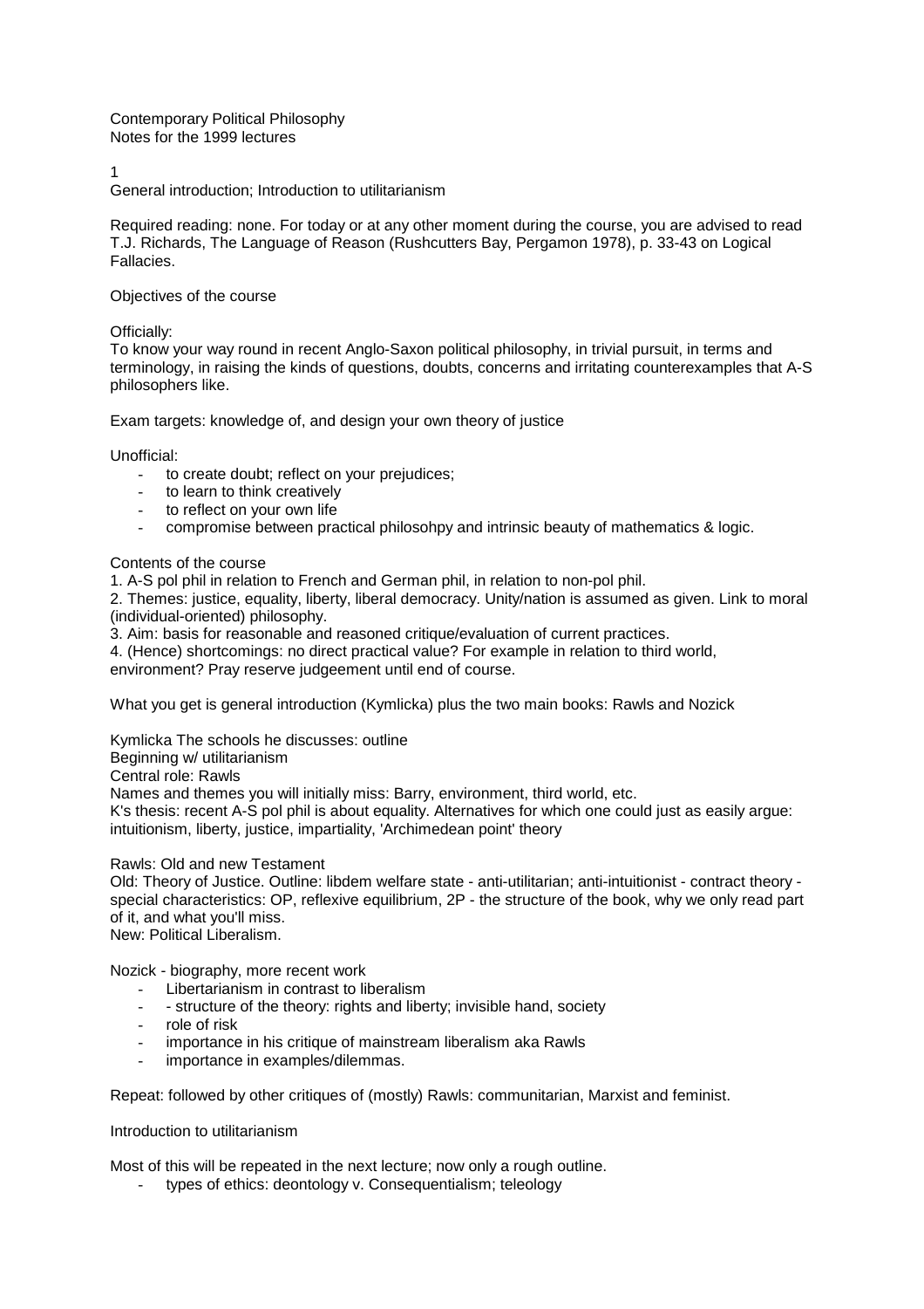Contemporary Political Philosophy
Notes for the 1999 lectures

1

General introduction; Introduction to utilitarianism

Required reading: none. For today or at any other moment during the course, you are advised to read T.J. Richards, The Language of Reason (Rushcutters Bay, Pergamon 1978), p. 33-43 on Logical Fallacies.

Objectives of the course

Officially:
To know your way round in recent Anglo-Saxon political philosophy, in trivial pursuit, in terms and terminology, in raising the kinds of questions, doubts, concerns and irritating counterexamples that A-S philosophers like.

Exam targets: knowledge of, and design your own theory of justice

Unofficial:

- to create doubt; reflect on your prejudices;
- to learn to think creatively
- to reflect on your own life
- compromise between practical philosohpy and intrinsic beauty of mathematics & logic.

Contents of the course

1. A-S pol phil in relation to French and German phil, in relation to non-pol phil.
2. Themes: justice, equality, liberty, liberal democracy. Unity/nation is assumed as given. Link to moral (individual-oriented) philosophy.
3. Aim: basis for reasonable and reasoned critique/evaluation of current practices.
4. (Hence) shortcomings: no direct practical value? For example in relation to third world, environment? Pray reserve judgeement until end of course.

What you get is general introduction (Kymlicka) plus the two main books: Rawls and Nozick

Kymlicka The schools he discusses: outline
Beginning w/ utilitarianism
Central role: Rawls
Names and themes you will initially miss: Barry, environment, third world, etc.
K's thesis: recent A-S pol phil is about equality. Alternatives for which one could just as easily argue: intuitionism, liberty, justice, impartiality, 'Archimedean point' theory

Rawls: Old and new Testament
Old: Theory of Justice. Outline: libdem welfare state - anti-utilitarian; anti-intuitionist - contract theory - special characteristics: OP, reflexive equilibrium, 2P - the structure of the book, why we only read part of it, and what you'll miss.
New: Political Liberalism.

Nozick - biography, more recent work

- Libertarianism in contrast to liberalism
- - structure of the theory: rights and liberty; invisible hand, society
- role of risk
- importance in his critique of mainstream liberalism aka Rawls
- importance in examples/dilemmas.

Repeat: followed by other critiques of (mostly) Rawls: communitarian, Marxist and feminist.

Introduction to utilitarianism

Most of this will be repeated in the next lecture; now only a rough outline.

- types of ethics: deontology v. Consequentialism; teleology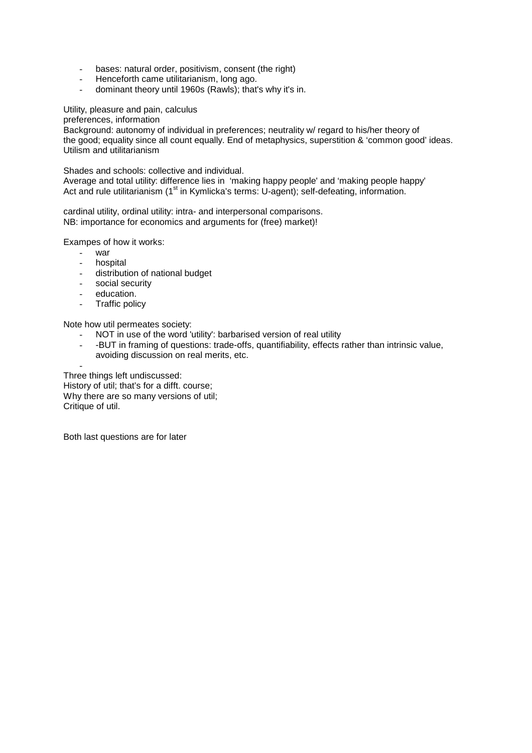- bases: natural order, positivism, consent (the right)
- Henceforth came utilitarianism, long ago.
- dominant theory until 1960s (Rawls); that's why it's in.

Utility, pleasure and pain, calculus
preferences, information
Background: autonomy of individual in preferences; neutrality w/ regard to his/her theory of the good; equality since all count equally. End of metaphysics, superstition & 'common good' ideas.
Utilism and utilitarianism

Shades and schools: collective and individual.
Average and total utility: difference lies in 'making happy people' and 'making people happy'
Act and rule utilitarianism (1st in Kymlicka's terms: U-agent); self-defeating, information.

cardinal utility, ordinal utility: intra- and interpersonal comparisons.
NB: importance for economics and arguments for (free) market)!

Exampes of how it works:

- war
- hospital
- distribution of national budget
- social security
- education.
- Traffic policy

Note how util permeates society:

- NOT in use of the word 'utility': barbarised version of real utility
- -BUT in framing of questions: trade-offs, quantifiability, effects rather than intrinsic value, avoiding discussion on real merits, etc.
-

Three things left undiscussed:
History of util; that's for a difft. course;
Why there are so many versions of util;
Critique of util.

Both last questions are for later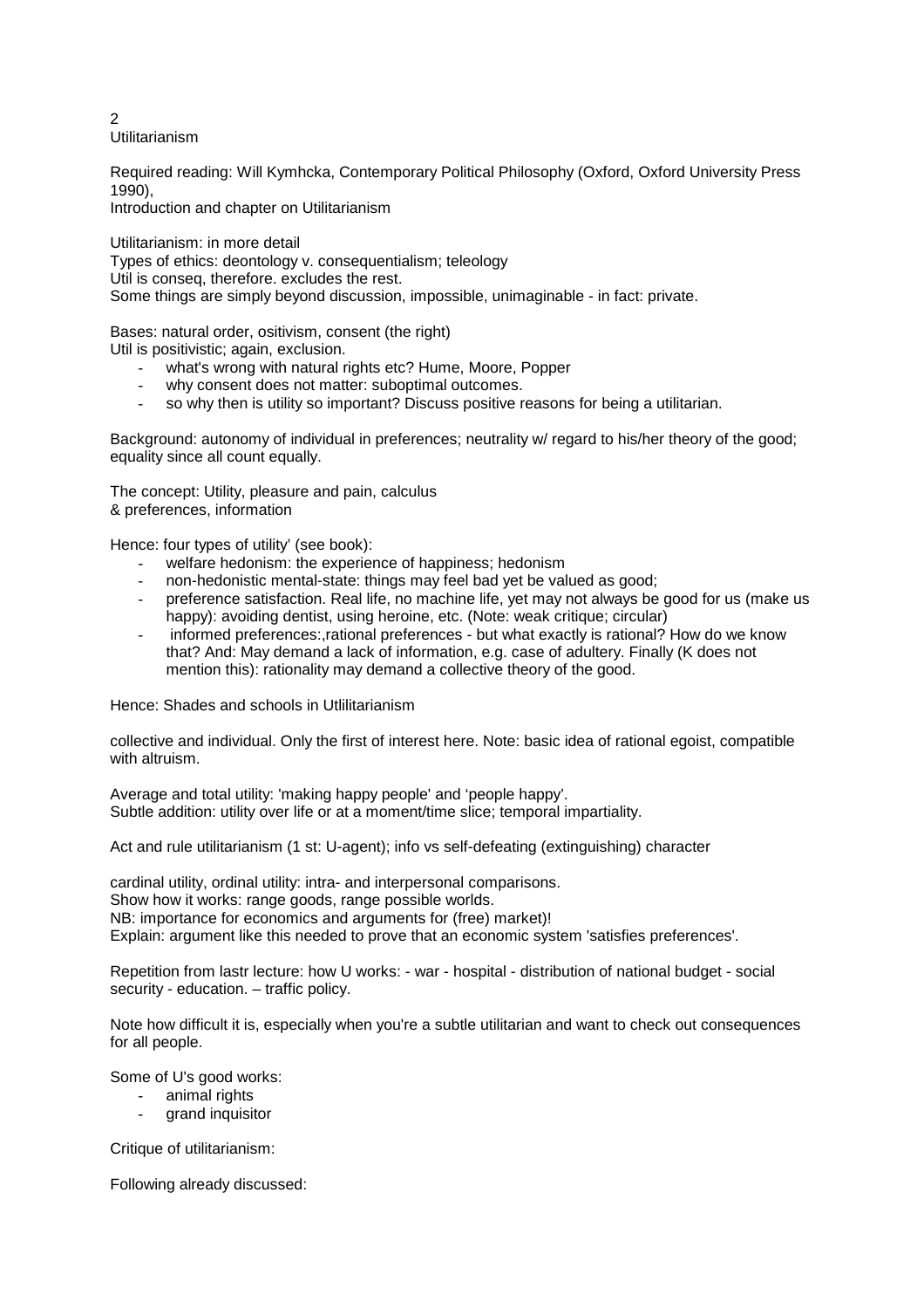## 2
## Utilitarianism

Required reading: Will Kymhcka, Contemporary Political Philosophy (Oxford, Oxford University Press 1990),
Introduction and chapter on Utilitarianism

Utilitarianism: in more detail
Types of ethics: deontology v. consequentialism; teleology
Util is conseq, therefore. excludes the rest.
Some things are simply beyond discussion, impossible, unimaginable - in fact: private.

Bases: natural order, ositivism, consent (the right)
Util is positivistic; again, exclusion.

- what's wrong with natural rights etc? Hume, Moore, Popper
- why consent does not matter: suboptimal outcomes.
- so why then is utility so important? Discuss positive reasons for being a utilitarian.

Background: autonomy of individual in preferences; neutrality w/ regard to his/her theory of the good; equality since all count equally.

The concept: Utility, pleasure and pain, calculus
& preferences, information

Hence: four types of utility' (see book):

- welfare hedonism: the experience of happiness; hedonism
- non-hedonistic mental-state: things may feel bad yet be valued as good;
- preference satisfaction. Real life, no machine life, yet may not always be good for us (make us happy): avoiding dentist, using heroine, etc. (Note: weak critique; circular)
- informed preferences:,rational preferences - but what exactly is rational? How do we know that? And: May demand a lack of information, e.g. case of adultery. Finally (K does not mention this): rationality may demand a collective theory of the good.

Hence: Shades and schools in Utlilitarianism

collective and individual. Only the first of interest here. Note: basic idea of rational egoist, compatible with altruism.

Average and total utility: 'making happy people' and 'people happy'.
Subtle addition: utility over life or at a moment/time slice; temporal impartiality.

Act and rule utilitarianism (1 st: U-agent); info vs self-defeating (extinguishing) character

cardinal utility, ordinal utility: intra- and interpersonal comparisons.
Show how it works: range goods, range possible worlds.
NB: importance for economics and arguments for (free) market)!
Explain: argument like this needed to prove that an economic system 'satisfies preferences'.

Repetition from lastr lecture: how U works: - war - hospital - distribution of national budget - social security - education. – traffic policy.

Note how difficult it is, especially when you're a subtle utilitarian and want to check out consequences for all people.

Some of U's good works:

- animal rights
- grand inquisitor

Critique of utilitarianism:

Following already discussed: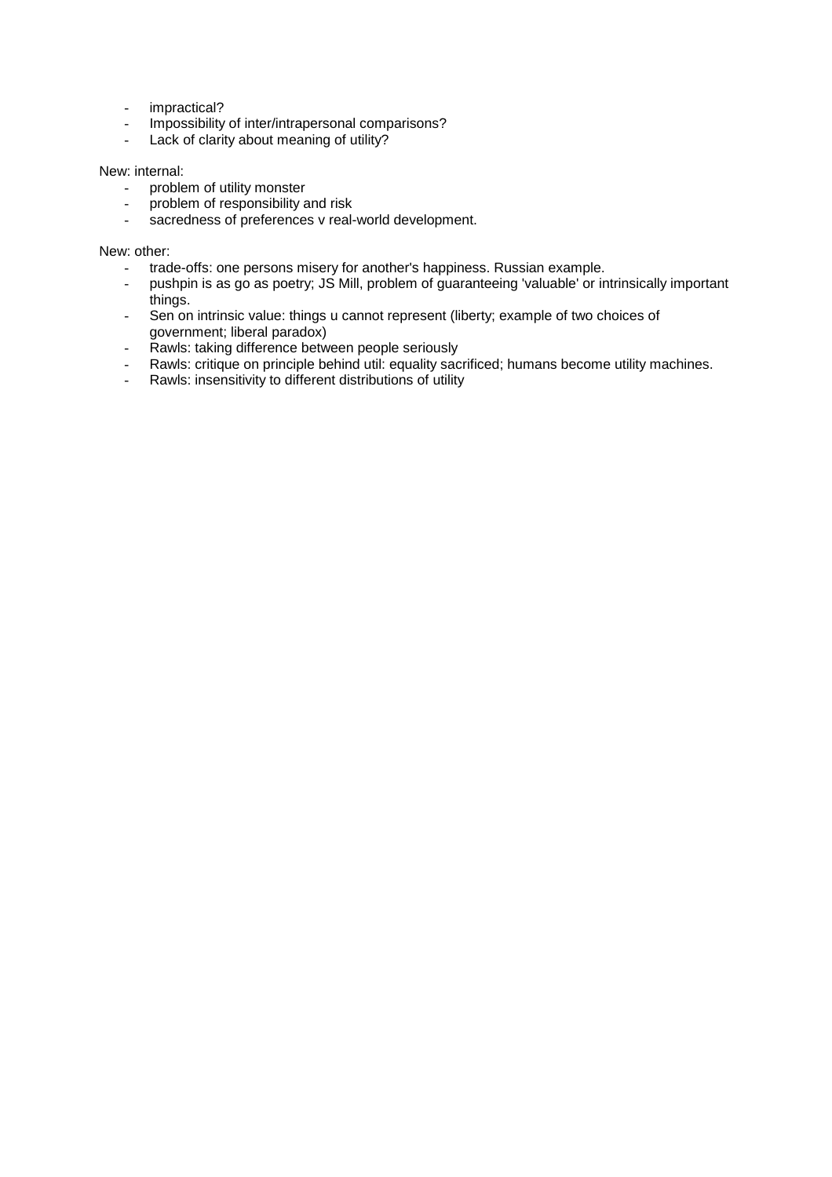- impractical?
- Impossibility of inter/intrapersonal comparisons?
- Lack of clarity about meaning of utility?

New: internal:

- problem of utility monster
- problem of responsibility and risk
- sacredness of preferences v real-world development.

New: other:

- trade-offs: one persons misery for another's happiness. Russian example.
- pushpin is as go as poetry; JS Mill, problem of guaranteeing 'valuable' or intrinsically important things.
- Sen on intrinsic value: things u cannot represent (liberty; example of two choices of government; liberal paradox)
- Rawls: taking difference between people seriously
- Rawls: critique on principle behind util: equality sacrificed; humans become utility machines.
- Rawls: insensitivity to different distributions of utility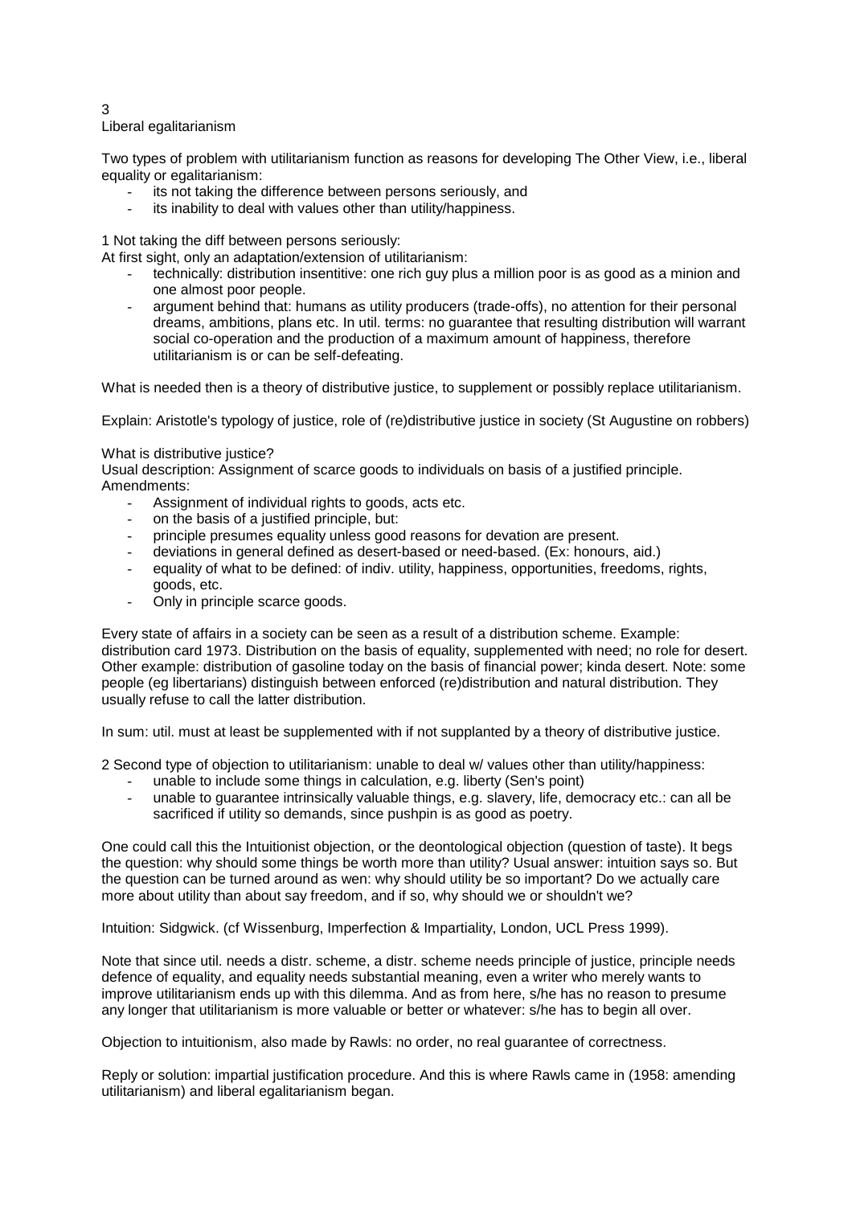# 3 Liberal egalitarianism

Two types of problem with utilitarianism function as reasons for developing The Other View, i.e., liberal equality or egalitarianism:

- its not taking the difference between persons seriously, and
- its inability to deal with values other than utility/happiness.

1 Not taking the diff between persons seriously:

At first sight, only an adaptation/extension of utilitarianism:

- technically: distribution insentitive: one rich guy plus a million poor is as good as a minion and one almost poor people.
- argument behind that: humans as utility producers (trade-offs), no attention for their personal dreams, ambitions, plans etc. In util. terms: no guarantee that resulting distribution will warrant social co-operation and the production of a maximum amount of happiness, therefore utilitarianism is or can be self-defeating.

What is needed then is a theory of distributive justice, to supplement or possibly replace utilitarianism.

Explain: Aristotle's typology of justice, role of (re)distributive justice in society (St Augustine on robbers)

What is distributive justice?

Usual description: Assignment of scarce goods to individuals on basis of a justified principle.

Amendments:

- Assignment of individual rights to goods, acts etc.
- on the basis of a justified principle, but:
- principle presumes equality unless good reasons for devation are present.
- deviations in general defined as desert-based or need-based. (Ex: honours, aid.)
- equality of what to be defined: of indiv. utility, happiness, opportunities, freedoms, rights, goods, etc.
- Only in principle scarce goods.

Every state of affairs in a society can be seen as a result of a distribution scheme. Example: distribution card 1973. Distribution on the basis of equality, supplemented with need; no role for desert. Other example: distribution of gasoline today on the basis of financial power; kinda desert. Note: some people (eg libertarians) distinguish between enforced (re)distribution and natural distribution. They usually refuse to call the latter distribution.

In sum: util. must at least be supplemented with if not supplanted by a theory of distributive justice.

2 Second type of objection to utilitarianism: unable to deal w/ values other than utility/happiness:

- unable to include some things in calculation, e.g. liberty (Sen's point)
- unable to guarantee intrinsically valuable things, e.g. slavery, life, democracy etc.: can all be sacrificed if utility so demands, since pushpin is as good as poetry.

One could call this the Intuitionist objection, or the deontological objection (question of taste). It begs the question: why should some things be worth more than utility? Usual answer: intuition says so. But the question can be turned around as wen: why should utility be so important? Do we actually care more about utility than about say freedom, and if so, why should we or shouldn't we?

Intuition: Sidgwick. (cf Wissenburg, Imperfection & Impartiality, London, UCL Press 1999).

Note that since util. needs a distr. scheme, a distr. scheme needs principle of justice, principle needs defence of equality, and equality needs substantial meaning, even a writer who merely wants to improve utilitarianism ends up with this dilemma. And as from here, s/he has no reason to presume any longer that utilitarianism is more valuable or better or whatever: s/he has to begin all over.

Objection to intuitionism, also made by Rawls: no order, no real guarantee of correctness.

Reply or solution: impartial justification procedure. And this is where Rawls came in (1958: amending utilitarianism) and liberal egalitarianism began.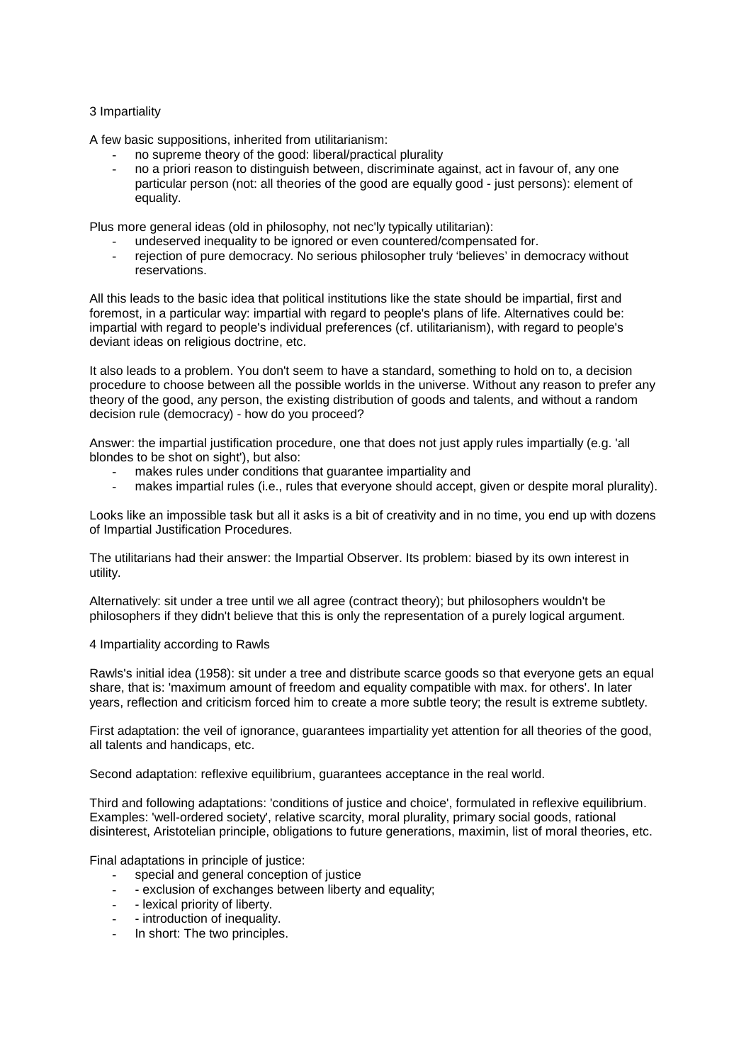## 3 Impartiality

A few basic suppositions, inherited from utilitarianism:

- no supreme theory of the good: liberal/practical plurality
- no a priori reason to distinguish between, discriminate against, act in favour of, any one particular person (not: all theories of the good are equally good - just persons): element of equality.

Plus more general ideas (old in philosophy, not nec'ly typically utilitarian):

- undeserved inequality to be ignored or even countered/compensated for.
- rejection of pure democracy. No serious philosopher truly 'believes' in democracy without reservations.

All this leads to the basic idea that political institutions like the state should be impartial, first and foremost, in a particular way: impartial with regard to people's plans of life. Alternatives could be: impartial with regard to people's individual preferences (cf. utilitarianism), with regard to people's deviant ideas on religious doctrine, etc.

It also leads to a problem. You don't seem to have a standard, something to hold on to, a decision procedure to choose between all the possible worlds in the universe. Without any reason to prefer any theory of the good, any person, the existing distribution of goods and talents, and without a random decision rule (democracy) - how do you proceed?

Answer: the impartial justification procedure, one that does not just apply rules impartially (e.g. 'all blondes to be shot on sight'), but also:

- makes rules under conditions that guarantee impartiality and
- makes impartial rules (i.e., rules that everyone should accept, given or despite moral plurality).

Looks like an impossible task but all it asks is a bit of creativity and in no time, you end up with dozens of Impartial Justification Procedures.

The utilitarians had their answer: the Impartial Observer. Its problem: biased by its own interest in utility.

Alternatively: sit under a tree until we all agree (contract theory); but philosophers wouldn't be philosophers if they didn't believe that this is only the representation of a purely logical argument.

## 4 Impartiality according to Rawls

Rawls's initial idea (1958): sit under a tree and distribute scarce goods so that everyone gets an equal share, that is: 'maximum amount of freedom and equality compatible with max. for others'. In later years, reflection and criticism forced him to create a more subtle teory; the result is extreme subtlety.

First adaptation: the veil of ignorance, guarantees impartiality yet attention for all theories of the good, all talents and handicaps, etc.

Second adaptation: reflexive equilibrium, guarantees acceptance in the real world.

Third and following adaptations: 'conditions of justice and choice', formulated in reflexive equilibrium. Examples: 'well-ordered society', relative scarcity, moral plurality, primary social goods, rational disinterest, Aristotelian principle, obligations to future generations, maximin, list of moral theories, etc.

Final adaptations in principle of justice:

- special and general conception of justice
- - exclusion of exchanges between liberty and equality;
- - lexical priority of liberty.
- - introduction of inequality.
- In short: The two principles.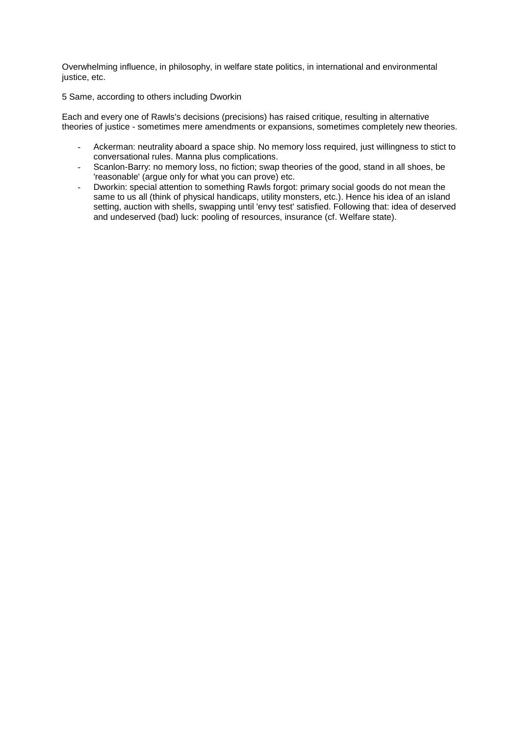Overwhelming influence, in philosophy, in welfare state politics, in international and environmental justice, etc.

5 Same, according to others including Dworkin

Each and every one of Rawls's decisions (precisions) has raised critique, resulting in alternative theories of justice - sometimes mere amendments or expansions, sometimes completely new theories.

- Ackerman: neutrality aboard a space ship. No memory loss required, just willingness to stict to conversational rules. Manna plus complications.
- Scanlon-Barry: no memory loss, no fiction; swap theories of the good, stand in all shoes, be 'reasonable' (argue only for what you can prove) etc.
- Dworkin: special attention to something Rawls forgot: primary social goods do not mean the same to us all (think of physical handicaps, utility monsters, etc.). Hence his idea of an island setting, auction with shells, swapping until 'envy test' satisfied. Following that: idea of deserved and undeserved (bad) luck: pooling of resources, insurance (cf. Welfare state).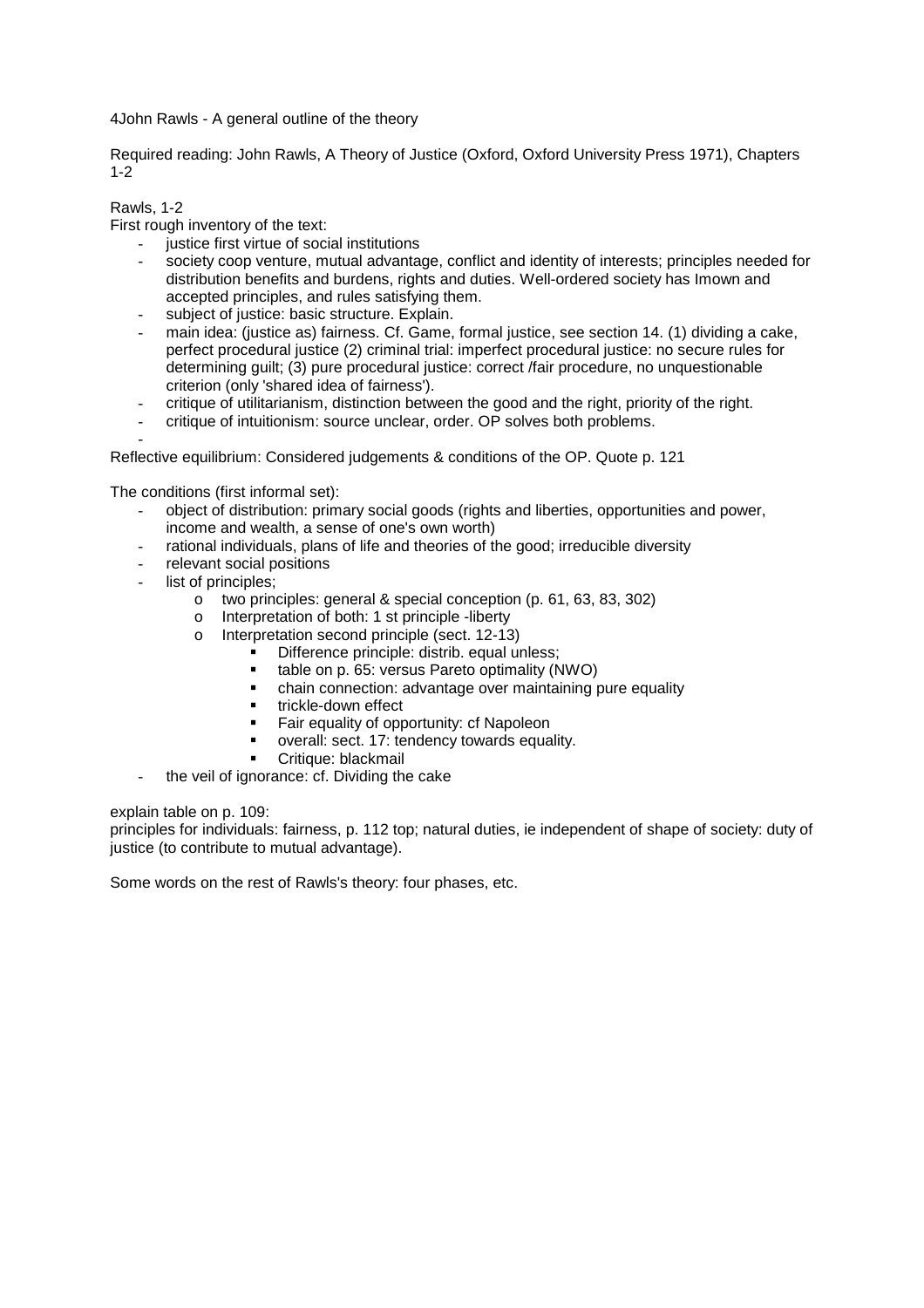4John Rawls - A general outline of the theory

Required reading: John Rawls, A Theory of Justice (Oxford, Oxford University Press 1971), Chapters 1-2

Rawls, 1-2

First rough inventory of the text:

- justice first virtue of social institutions
- society coop venture, mutual advantage, conflict and identity of interests; principles needed for distribution benefits and burdens, rights and duties. Well-ordered society has Imown and accepted principles, and rules satisfying them.
- subject of justice: basic structure. Explain.
- main idea: (justice as) fairness. Cf. Game, formal justice, see section 14. (1) dividing a cake, perfect procedural justice (2) criminal trial: imperfect procedural justice: no secure rules for determining guilt; (3) pure procedural justice: correct /fair procedure, no unquestionable criterion (only 'shared idea of fairness').
- critique of utilitarianism, distinction between the good and the right, priority of the right.
- critique of intuitionism: source unclear, order. OP solves both problems.
-

Reflective equilibrium: Considered judgements & conditions of the OP. Quote p. 121

The conditions (first informal set):

- object of distribution: primary social goods (rights and liberties, opportunities and power, income and wealth, a sense of one's own worth)
- rational individuals, plans of life and theories of the good; irreducible diversity
- relevant social positions
- list of principles;
  - two principles: general & special conception (p. 61, 63, 83, 302)
  - Interpretation of both: 1 st principle -liberty
  - Interpretation second principle (sect. 12-13)
    - Difference principle: distrib. equal unless;
    - table on p. 65: versus Pareto optimality (NWO)
    - chain connection: advantage over maintaining pure equality
    - trickle-down effect
    - Fair equality of opportunity: cf Napoleon
    - overall: sect. 17: tendency towards equality.
    - Critique: blackmail
- the veil of ignorance: cf. Dividing the cake

explain table on p. 109:
principles for individuals: fairness, p. 112 top; natural duties, ie independent of shape of society: duty of justice (to contribute to mutual advantage).

Some words on the rest of Rawls's theory: four phases, etc.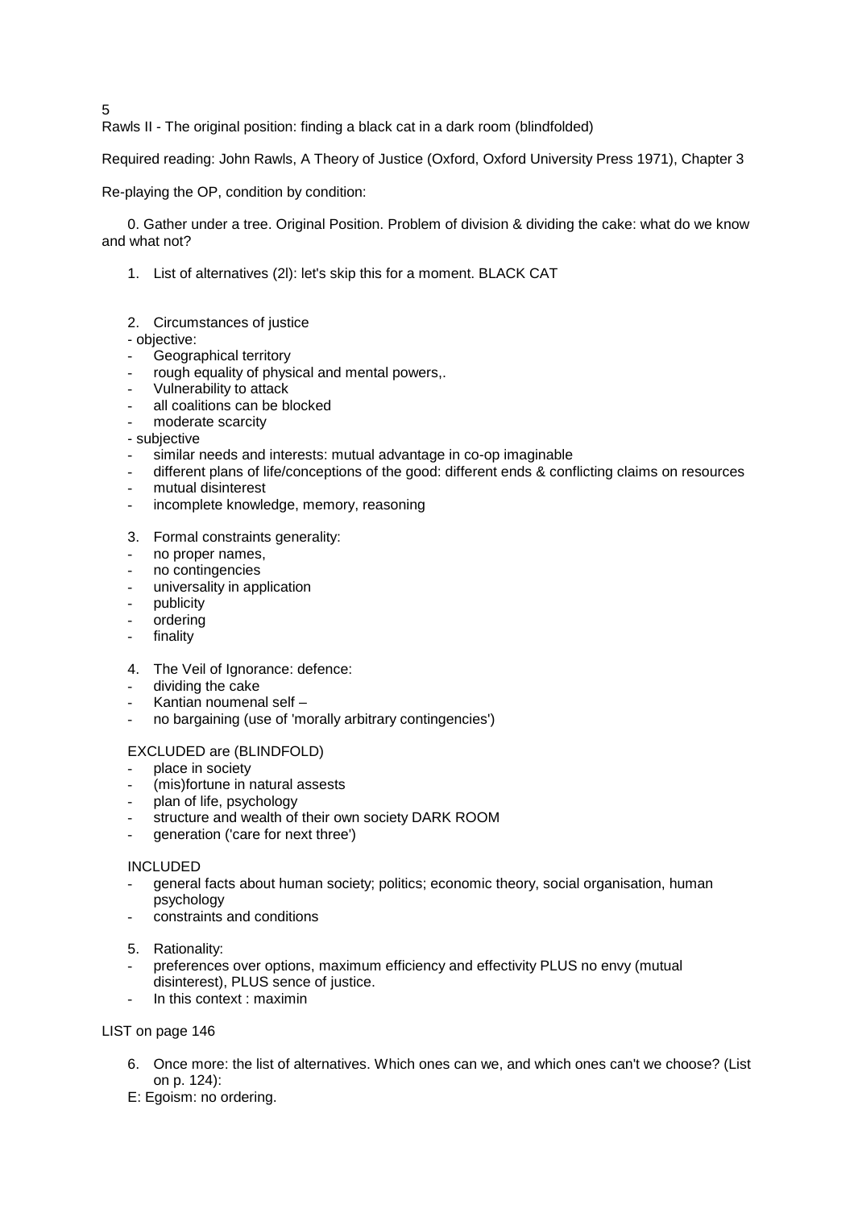5

Rawls II - The original position: finding a black cat in a dark room (blindfolded)

Required reading: John Rawls, A Theory of Justice (Oxford, Oxford University Press 1971), Chapter 3

Re-playing the OP, condition by condition:

0. Gather under a tree. Original Position. Problem of division & dividing the cake: what do we know and what not?

1. List of alternatives (2l): let's skip this for a moment. BLACK CAT

2. Circumstances of justice

- objective:
- Geographical territory
- rough equality of physical and mental powers,.
- Vulnerability to attack
- all coalitions can be blocked
- moderate scarcity
- subjective
- similar needs and interests: mutual advantage in co-op imaginable
- different plans of life/conceptions of the good: different ends & conflicting claims on resources
- mutual disinterest
- incomplete knowledge, memory, reasoning

3. Formal constraints generality:

- no proper names,
- no contingencies
- universality in application
- publicity
- ordering
- finality

4. The Veil of Ignorance: defence:

- dividing the cake
- Kantian noumenal self –
- no bargaining (use of 'morally arbitrary contingencies')

EXCLUDED are (BLINDFOLD)

- place in society
- (mis)fortune in natural assests
- plan of life, psychology
- structure and wealth of their own society DARK ROOM
- generation ('care for next three')

INCLUDED

- general facts about human society; politics; economic theory, social organisation, human psychology
- constraints and conditions

5. Rationality:

- preferences over options, maximum efficiency and effectivity PLUS no envy (mutual disinterest), PLUS sence of justice.
- In this context : maximin

LIST on page 146

6. Once more: the list of alternatives. Which ones can we, and which ones can't we choose? (List on p. 124):

E: Egoism: no ordering.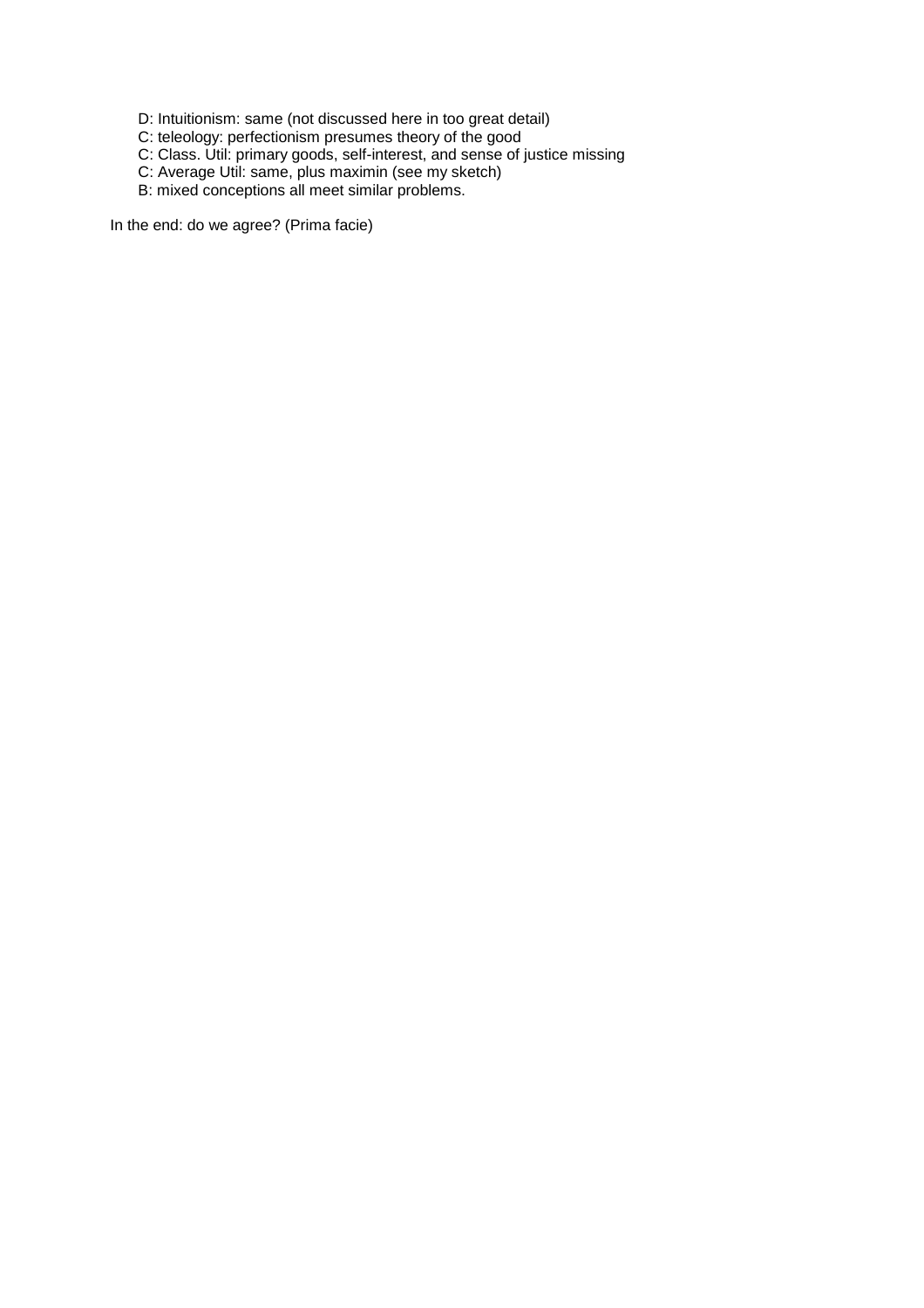- D: Intuitionism: same (not discussed here in too great detail)
- C: teleology: perfectionism presumes theory of the good
- C: Class. Util: primary goods, self-interest, and sense of justice missing
- C: Average Util: same, plus maximin (see my sketch)
- B: mixed conceptions all meet similar problems.

In the end: do we agree? (Prima facie)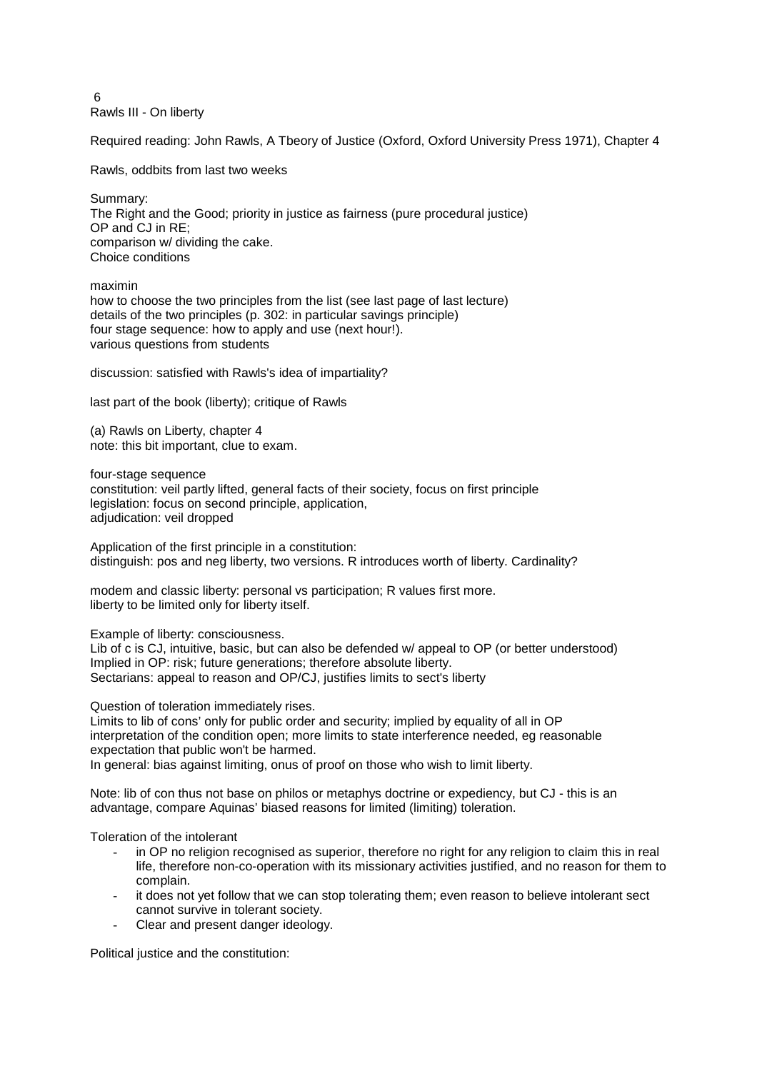## 6
## Rawls III - On liberty

Required reading: John Rawls, A Tbeory of Justice (Oxford, Oxford University Press 1971), Chapter 4

Rawls, oddbits from last two weeks

Summary:
The Right and the Good; priority in justice as fairness (pure procedural justice)
OP and CJ in RE;
comparison w/ dividing the cake.
Choice conditions

maximin
how to choose the two principles from the list (see last page of last lecture)
details of the two principles (p. 302: in particular savings principle)
four stage sequence: how to apply and use (next hour!).
various questions from students

discussion: satisfied with Rawls's idea of impartiality?

last part of the book (liberty); critique of Rawls

(a) Rawls on Liberty, chapter 4
note: this bit important, clue to exam.

four-stage sequence
constitution: veil partly lifted, general facts of their society, focus on first principle
legislation: focus on second principle, application,
adjudication: veil dropped

Application of the first principle in a constitution:
distinguish: pos and neg liberty, two versions. R introduces worth of liberty. Cardinality?

modem and classic liberty: personal vs participation; R values first more.
liberty to be limited only for liberty itself.

Example of liberty: consciousness.
Lib of c is CJ, intuitive, basic, but can also be defended w/ appeal to OP (or better understood)
Implied in OP: risk; future generations; therefore absolute liberty.
Sectarians: appeal to reason and OP/CJ, justifies limits to sect's liberty

Question of toleration immediately rises.
Limits to lib of cons' only for public order and security; implied by equality of all in OP
interpretation of the condition open; more limits to state interference needed, eg reasonable expectation that public won't be harmed.
In general: bias against limiting, onus of proof on those who wish to limit liberty.

Note: lib of con thus not base on philos or metaphys doctrine or expediency, but CJ - this is an advantage, compare Aquinas' biased reasons for limited (limiting) toleration.

Toleration of the intolerant

- in OP no religion recognised as superior, therefore no right for any religion to claim this in real life, therefore non-co-operation with its missionary activities justified, and no reason for them to complain.
- it does not yet follow that we can stop tolerating them; even reason to believe intolerant sect cannot survive in tolerant society.
- Clear and present danger ideology.

Political justice and the constitution: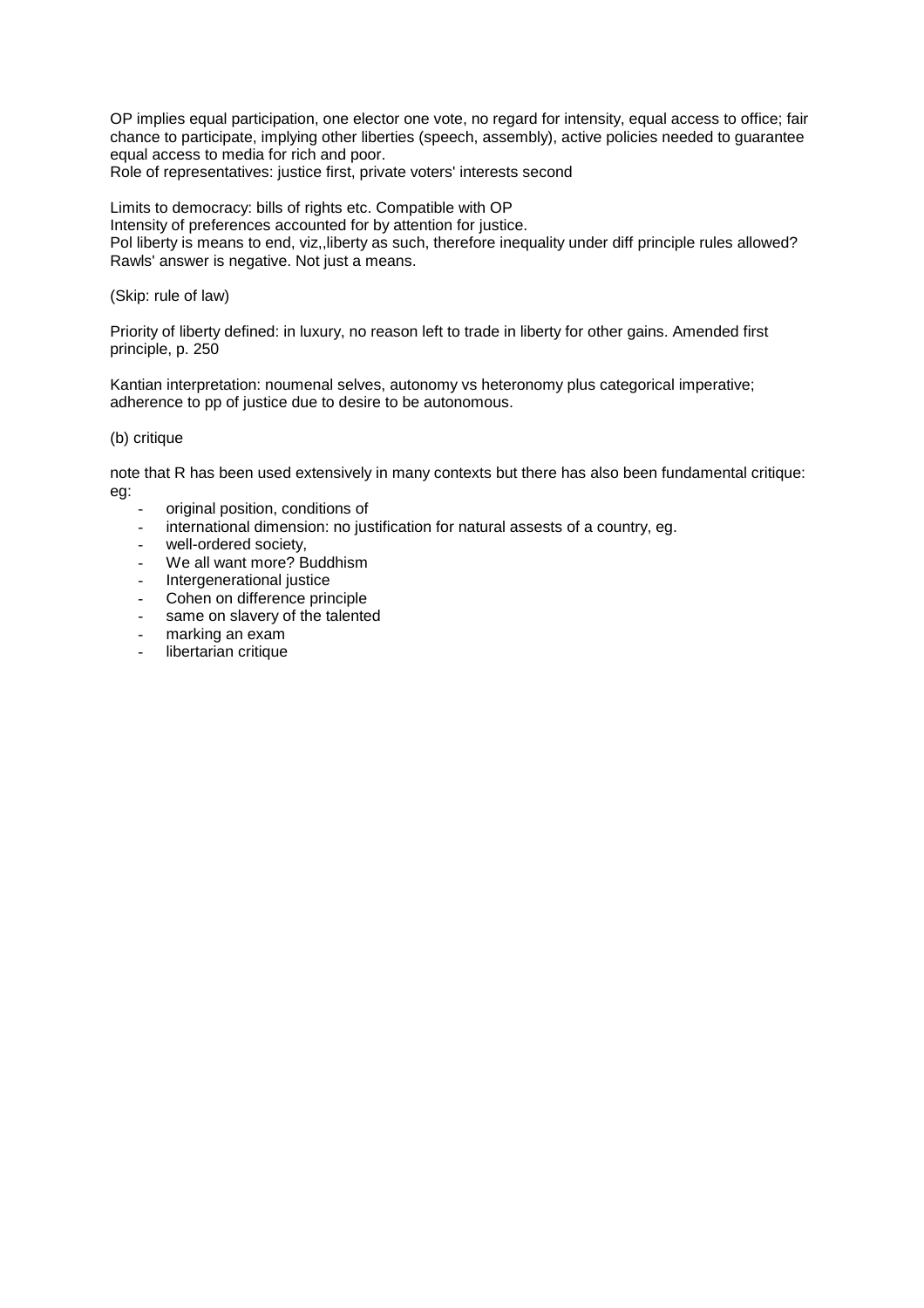OP implies equal participation, one elector one vote, no regard for intensity, equal access to office; fair chance to participate, implying other liberties (speech, assembly), active policies needed to guarantee equal access to media for rich and poor.
Role of representatives: justice first, private voters' interests second

Limits to democracy: bills of rights etc. Compatible with OP
Intensity of preferences accounted for by attention for justice.
Pol liberty is means to end, viz,,liberty as such, therefore inequality under diff principle rules allowed? Rawls' answer is negative. Not just a means.

(Skip: rule of law)

Priority of liberty defined: in luxury, no reason left to trade in liberty for other gains. Amended first principle, p. 250

Kantian interpretation: noumenal selves, autonomy vs heteronomy plus categorical imperative; adherence to pp of justice due to desire to be autonomous.

(b) critique

note that R has been used extensively in many contexts but there has also been fundamental critique: eg:

- original position, conditions of
- international dimension: no justification for natural assests of a country, eg.
- well-ordered society,
- We all want more? Buddhism
- Intergenerational justice
- Cohen on difference principle
- same on slavery of the talented
- marking an exam
- libertarian critique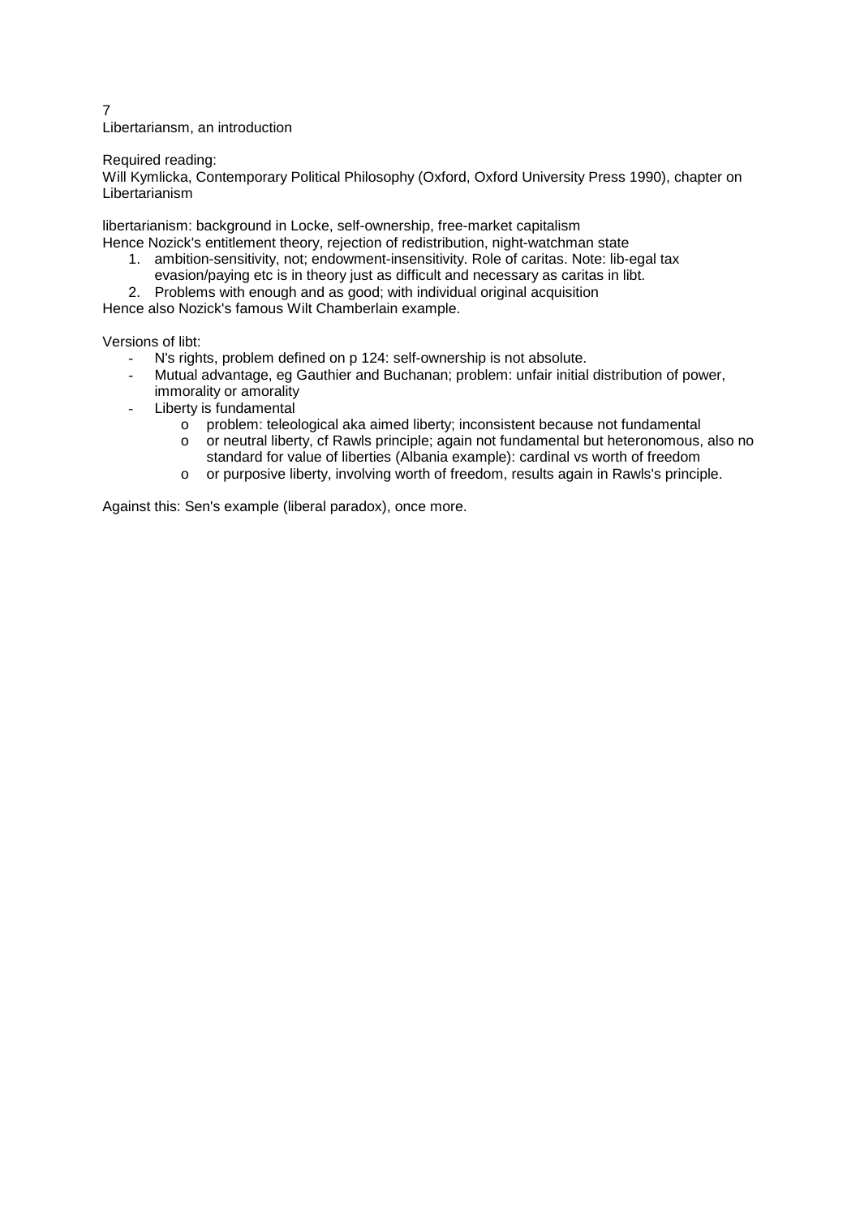7

Libertariansm, an introduction

Required reading:
Will Kymlicka, Contemporary Political Philosophy (Oxford, Oxford University Press 1990), chapter on Libertarianism

libertarianism: background in Locke, self-ownership, free-market capitalism
Hence Nozick's entitlement theory, rejection of redistribution, night-watchman state

1. ambition-sensitivity, not; endowment-insensitivity. Role of caritas. Note: lib-egal tax evasion/paying etc is in theory just as difficult and necessary as caritas in libt.
2. Problems with enough and as good; with individual original acquisition

Hence also Nozick's famous Wilt Chamberlain example.

Versions of libt:

- N's rights, problem defined on p 124: self-ownership is not absolute.
- Mutual advantage, eg Gauthier and Buchanan; problem: unfair initial distribution of power, immorality or amorality
- Liberty is fundamental
    - problem: teleological aka aimed liberty; inconsistent because not fundamental
    - or neutral liberty, cf Rawls principle; again not fundamental but heteronomous, also no standard for value of liberties (Albania example): cardinal vs worth of freedom
    - or purposive liberty, involving worth of freedom, results again in Rawls's principle.

Against this: Sen's example (liberal paradox), once more.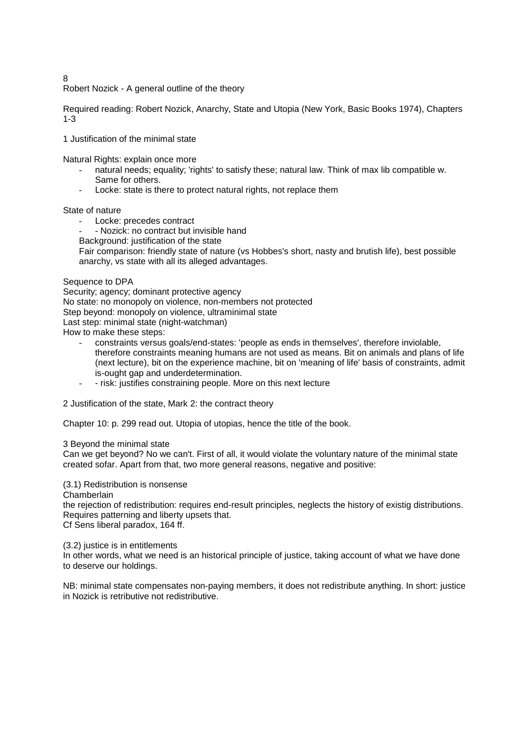8

# Robert Nozick - A general outline of the theory

Required reading: Robert Nozick, Anarchy, State and Utopia (New York, Basic Books 1974), Chapters 1-3

## 1 Justification of the minimal state

Natural Rights: explain once more

- natural needs; equality; 'rights' to satisfy these; natural law. Think of max lib compatible w. Same for others.
- Locke: state is there to protect natural rights, not replace them

State of nature

- Locke: precedes contract
- - Nozick: no contract but invisible hand

Background: justification of the state

Fair comparison: friendly state of nature (vs Hobbes's short, nasty and brutish life), best possible anarchy, vs state with all its alleged advantages.

Sequence to DPA

Security; agency; dominant protective agency

No state: no monopoly on violence, non-members not protected

Step beyond: monopoly on violence, ultraminimal state

Last step: minimal state (night-watchman)

How to make these steps:

- constraints versus goals/end-states: 'people as ends in themselves', therefore inviolable, therefore constraints meaning humans are not used as means. Bit on animals and plans of life (next lecture), bit on the experience machine, bit on 'meaning of life' basis of constraints, admit is-ought gap and underdetermination.
- - risk: justifies constraining people. More on this next lecture

## 2 Justification of the state, Mark 2: the contract theory

Chapter 10: p. 299 read out. Utopia of utopias, hence the title of the book.

## 3 Beyond the minimal state

Can we get beyond? No we can't. First of all, it would violate the voluntary nature of the minimal state created sofar. Apart from that, two more general reasons, negative and positive:

### (3.1) Redistribution is nonsense

Chamberlain

the rejection of redistribution: requires end-result principles, neglects the history of existig distributions. Requires patterning and liberty upsets that.

Cf Sens liberal paradox, 164 ff.

### (3.2) justice is in entitlements

In other words, what we need is an historical principle of justice, taking account of what we have done to deserve our holdings.

NB: minimal state compensates non-paying members, it does not redistribute anything. In short: justice in Nozick is retributive not redistributive.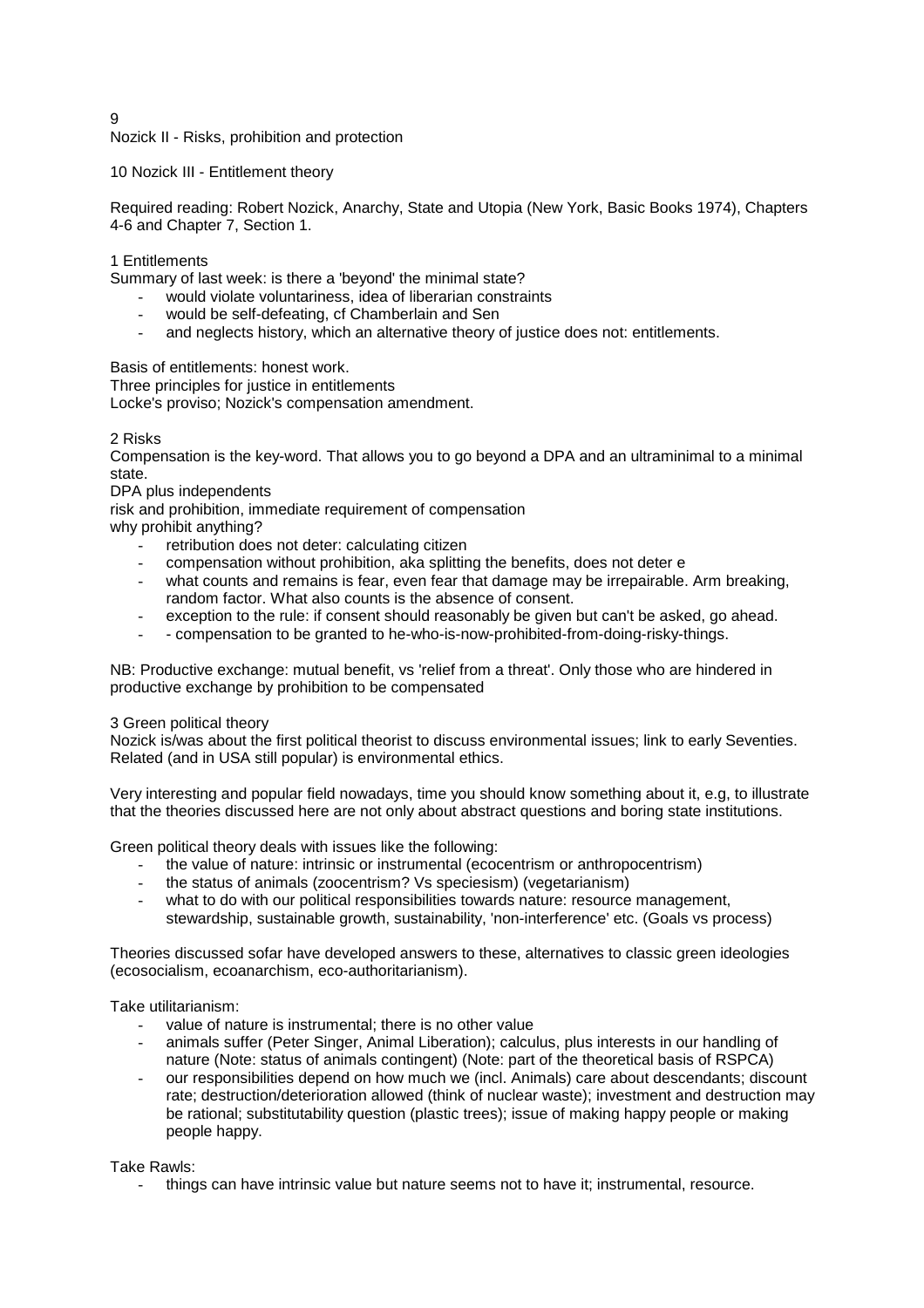9
Nozick II - Risks, prohibition and protection

10 Nozick III - Entitlement theory

Required reading: Robert Nozick, Anarchy, State and Utopia (New York, Basic Books 1974), Chapters 4-6 and Chapter 7, Section 1.

1 Entitlements
Summary of last week: is there a 'beyond' the minimal state?

- would violate voluntariness, idea of liberarian constraints
- would be self-defeating, cf Chamberlain and Sen
- and neglects history, which an alternative theory of justice does not: entitlements.

Basis of entitlements: honest work.
Three principles for justice in entitlements
Locke's proviso; Nozick's compensation amendment.

2 Risks
Compensation is the key-word. That allows you to go beyond a DPA and an ultraminimal to a minimal state.
DPA plus independents
risk and prohibition, immediate requirement of compensation
why prohibit anything?

- retribution does not deter: calculating citizen
- compensation without prohibition, aka splitting the benefits, does not deter e
- what counts and remains is fear, even fear that damage may be irrepairable. Arm breaking, random factor. What also counts is the absence of consent.
- exception to the rule: if consent should reasonably be given but can't be asked, go ahead.
- - compensation to be granted to he-who-is-now-prohibited-from-doing-risky-things.

NB: Productive exchange: mutual benefit, vs 'relief from a threat'. Only those who are hindered in productive exchange by prohibition to be compensated

3 Green political theory
Nozick is/was about the first political theorist to discuss environmental issues; link to early Seventies. Related (and in USA still popular) is environmental ethics.

Very interesting and popular field nowadays, time you should know something about it, e.g, to illustrate that the theories discussed here are not only about abstract questions and boring state institutions.

Green political theory deals with issues like the following:

- the value of nature: intrinsic or instrumental (ecocentrism or anthropocentrism)
- the status of animals (zoocentrism? Vs speciesism) (vegetarianism)
- what to do with our political responsibilities towards nature: resource management, stewardship, sustainable growth, sustainability, 'non-interference' etc. (Goals vs process)

Theories discussed sofar have developed answers to these, alternatives to classic green ideologies (ecosocialism, ecoanarchism, eco-authoritarianism).

Take utilitarianism:

- value of nature is instrumental; there is no other value
- animals suffer (Peter Singer, Animal Liberation); calculus, plus interests in our handling of nature (Note: status of animals contingent) (Note: part of the theoretical basis of RSPCA)
- our responsibilities depend on how much we (incl. Animals) care about descendants; discount rate; destruction/deterioration allowed (think of nuclear waste); investment and destruction may be rational; substitutability question (plastic trees); issue of making happy people or making people happy.

Take Rawls:

- things can have intrinsic value but nature seems not to have it; instrumental, resource.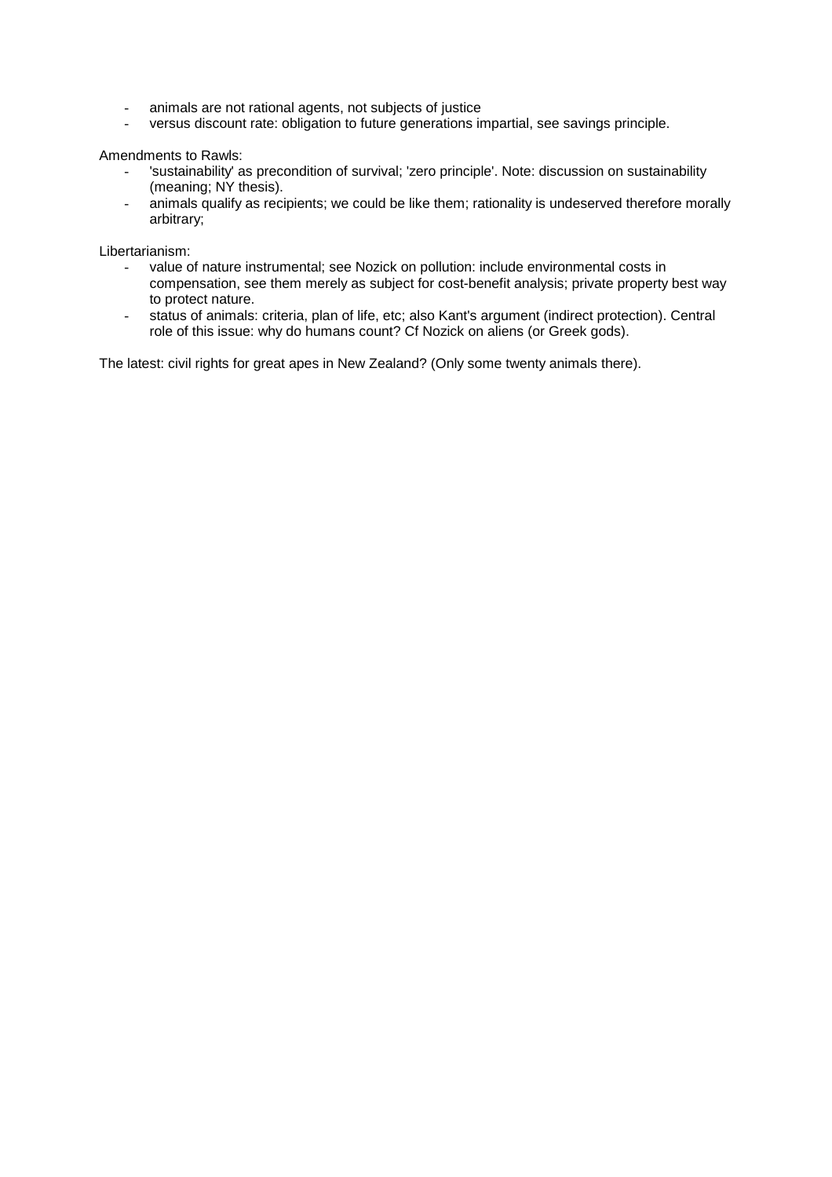- animals are not rational agents, not subjects of justice
- versus discount rate: obligation to future generations impartial, see savings principle.

Amendments to Rawls:

- 'sustainability' as precondition of survival; 'zero principle'. Note: discussion on sustainability (meaning; NY thesis).
- animals qualify as recipients; we could be like them; rationality is undeserved therefore morally arbitrary;

Libertarianism:

- value of nature instrumental; see Nozick on pollution: include environmental costs in compensation, see them merely as subject for cost-benefit analysis; private property best way to protect nature.
- status of animals: criteria, plan of life, etc; also Kant's argument (indirect protection). Central role of this issue: why do humans count? Cf Nozick on aliens (or Greek gods).

The latest: civil rights for great apes in New Zealand? (Only some twenty animals there).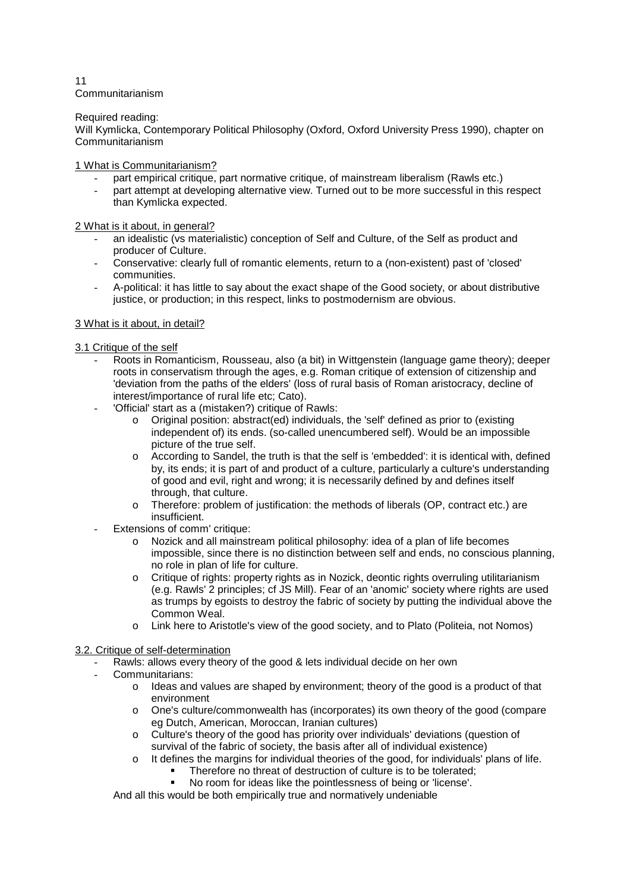11
Communitarianism

Required reading:
Will Kymlicka, Contemporary Political Philosophy (Oxford, Oxford University Press 1990), chapter on Communitarianism

1 What is Communitarianism?

- part empirical critique, part normative critique, of mainstream liberalism (Rawls etc.)
- part attempt at developing alternative view. Turned out to be more successful in this respect than Kymlicka expected.

2 What is it about, in general?

- an idealistic (vs materialistic) conception of Self and Culture, of the Self as product and producer of Culture.
- Conservative: clearly full of romantic elements, return to a (non-existent) past of 'closed' communities.
- A-political: it has little to say about the exact shape of the Good society, or about distributive justice, or production; in this respect, links to postmodernism are obvious.

3 What is it about, in detail?

3.1 Critique of the self

- Roots in Romanticism, Rousseau, also (a bit) in Wittgenstein (language game theory); deeper roots in conservatism through the ages, e.g. Roman critique of extension of citizenship and 'deviation from the paths of the elders' (loss of rural basis of Roman aristocracy, decline of interest/importance of rural life etc; Cato).
- 'Official' start as a (mistaken?) critique of Rawls:
  - Original position: abstract(ed) individuals, the 'self' defined as prior to (existing independent of) its ends. (so-called unencumbered self). Would be an impossible picture of the true self.
  - According to Sandel, the truth is that the self is 'embedded': it is identical with, defined by, its ends; it is part of and product of a culture, particularly a culture's understanding of good and evil, right and wrong; it is necessarily defined by and defines itself through, that culture.
  - Therefore: problem of justification: the methods of liberals (OP, contract etc.) are insufficient.
- Extensions of comm' critique:
  - Nozick and all mainstream political philosophy: idea of a plan of life becomes impossible, since there is no distinction between self and ends, no conscious planning, no role in plan of life for culture.
  - Critique of rights: property rights as in Nozick, deontic rights overruling utilitarianism (e.g. Rawls' 2 principles; cf JS Mill). Fear of an 'anomic' society where rights are used as trumps by egoists to destroy the fabric of society by putting the individual above the Common Weal.
  - Link here to Aristotle's view of the good society, and to Plato (Politeia, not Nomos)

3.2. Critique of self-determination

- Rawls: allows every theory of the good & lets individual decide on her own
- Communitarians:
  - Ideas and values are shaped by environment; theory of the good is a product of that environment
  - One's culture/commonwealth has (incorporates) its own theory of the good (compare eg Dutch, American, Moroccan, Iranian cultures)
  - Culture's theory of the good has priority over individuals' deviations (question of survival of the fabric of society, the basis after all of individual existence)
  - It defines the margins for individual theories of the good, for individuals' plans of life.
    - Therefore no threat of destruction of culture is to be tolerated;
    - No room for ideas like the pointlessness of being or 'license'.

And all this would be both empirically true and normatively undeniable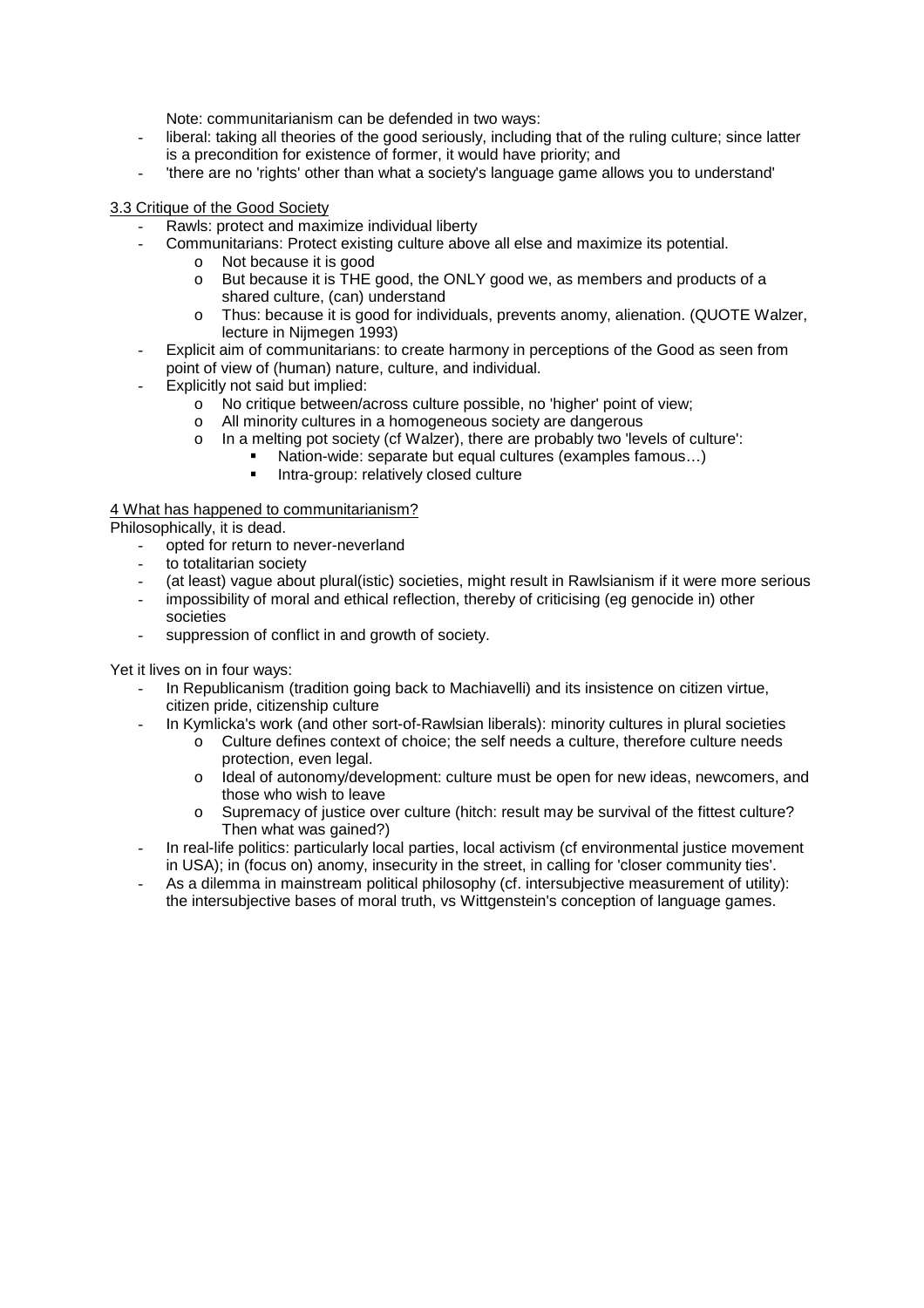Note: communitarianism can be defended in two ways:

- liberal: taking all theories of the good seriously, including that of the ruling culture; since latter is a precondition for existence of former, it would have priority; and
- 'there are no 'rights' other than what a society's language game allows you to understand'

3.3 Critique of the Good Society

- Rawls: protect and maximize individual liberty
- Communitarians: Protect existing culture above all else and maximize its potential.
    - Not because it is good
    - But because it is THE good, the ONLY good we, as members and products of a shared culture, (can) understand
    - Thus: because it is good for individuals, prevents anomy, alienation. (QUOTE Walzer, lecture in Nijmegen 1993)
- Explicit aim of communitarians: to create harmony in perceptions of the Good as seen from point of view of (human) nature, culture, and individual.
- Explicitly not said but implied:
    - No critique between/across culture possible, no 'higher' point of view;
    - All minority cultures in a homogeneous society are dangerous
    - In a melting pot society (cf Walzer), there are probably two 'levels of culture':
        - Nation-wide: separate but equal cultures (examples famous…)
        - Intra-group: relatively closed culture

4 What has happened to communitarianism?

Philosophically, it is dead.

- opted for return to never-neverland
- to totalitarian society
- (at least) vague about plural(istic) societies, might result in Rawlsianism if it were more serious
- impossibility of moral and ethical reflection, thereby of criticising (eg genocide in) other societies
- suppression of conflict in and growth of society.

Yet it lives on in four ways:

- In Republicanism (tradition going back to Machiavelli) and its insistence on citizen virtue, citizen pride, citizenship culture
- In Kymlicka's work (and other sort-of-Rawlsian liberals): minority cultures in plural societies
    - Culture defines context of choice; the self needs a culture, therefore culture needs protection, even legal.
    - Ideal of autonomy/development: culture must be open for new ideas, newcomers, and those who wish to leave
    - Supremacy of justice over culture (hitch: result may be survival of the fittest culture? Then what was gained?)
- In real-life politics: particularly local parties, local activism (cf environmental justice movement in USA); in (focus on) anomy, insecurity in the street, in calling for 'closer community ties'.
- As a dilemma in mainstream political philosophy (cf. intersubjective measurement of utility): the intersubjective bases of moral truth, vs Wittgenstein's conception of language games.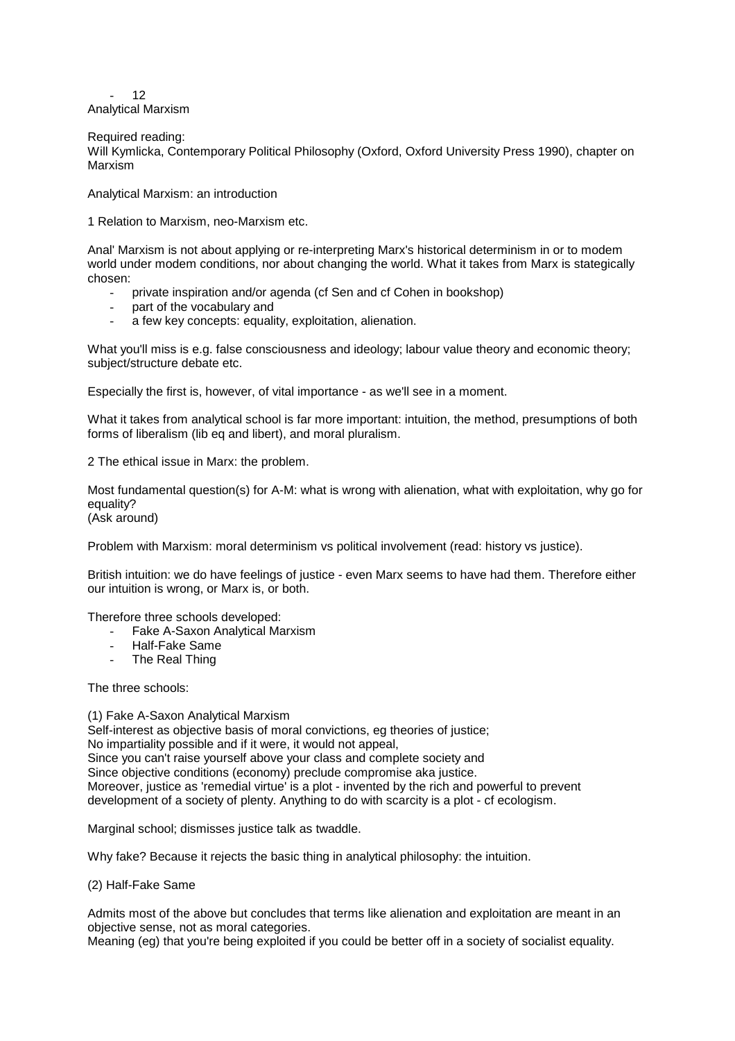- 12

Analytical Marxism

Required reading:
Will Kymlicka, Contemporary Political Philosophy (Oxford, Oxford University Press 1990), chapter on Marxism

Analytical Marxism: an introduction

1 Relation to Marxism, neo-Marxism etc.

Anal' Marxism is not about applying or re-interpreting Marx's historical determinism in or to modem world under modem conditions, nor about changing the world. What it takes from Marx is stategically chosen:

- private inspiration and/or agenda (cf Sen and cf Cohen in bookshop)
- part of the vocabulary and
- a few key concepts: equality, exploitation, alienation.

What you'll miss is e.g. false consciousness and ideology; labour value theory and economic theory; subject/structure debate etc.

Especially the first is, however, of vital importance - as we'll see in a moment.

What it takes from analytical school is far more important: intuition, the method, presumptions of both forms of liberalism (lib eq and libert), and moral pluralism.

2 The ethical issue in Marx: the problem.

Most fundamental question(s) for A-M: what is wrong with alienation, what with exploitation, why go for equality?
(Ask around)

Problem with Marxism: moral determinism vs political involvement (read: history vs justice).

British intuition: we do have feelings of justice - even Marx seems to have had them. Therefore either our intuition is wrong, or Marx is, or both.

Therefore three schools developed:

- Fake A-Saxon Analytical Marxism
- Half-Fake Same
- The Real Thing

The three schools:

(1) Fake A-Saxon Analytical Marxism
Self-interest as objective basis of moral convictions, eg theories of justice;
No impartiality possible and if it were, it would not appeal,
Since you can't raise yourself above your class and complete society and
Since objective conditions (economy) preclude compromise aka justice.
Moreover, justice as 'remedial virtue' is a plot - invented by the rich and powerful to prevent development of a society of plenty. Anything to do with scarcity is a plot - cf ecologism.

Marginal school; dismisses justice talk as twaddle.

Why fake? Because it rejects the basic thing in analytical philosophy: the intuition.

(2) Half-Fake Same

Admits most of the above but concludes that terms like alienation and exploitation are meant in an objective sense, not as moral categories.
Meaning (eg) that you're being exploited if you could be better off in a society of socialist equality.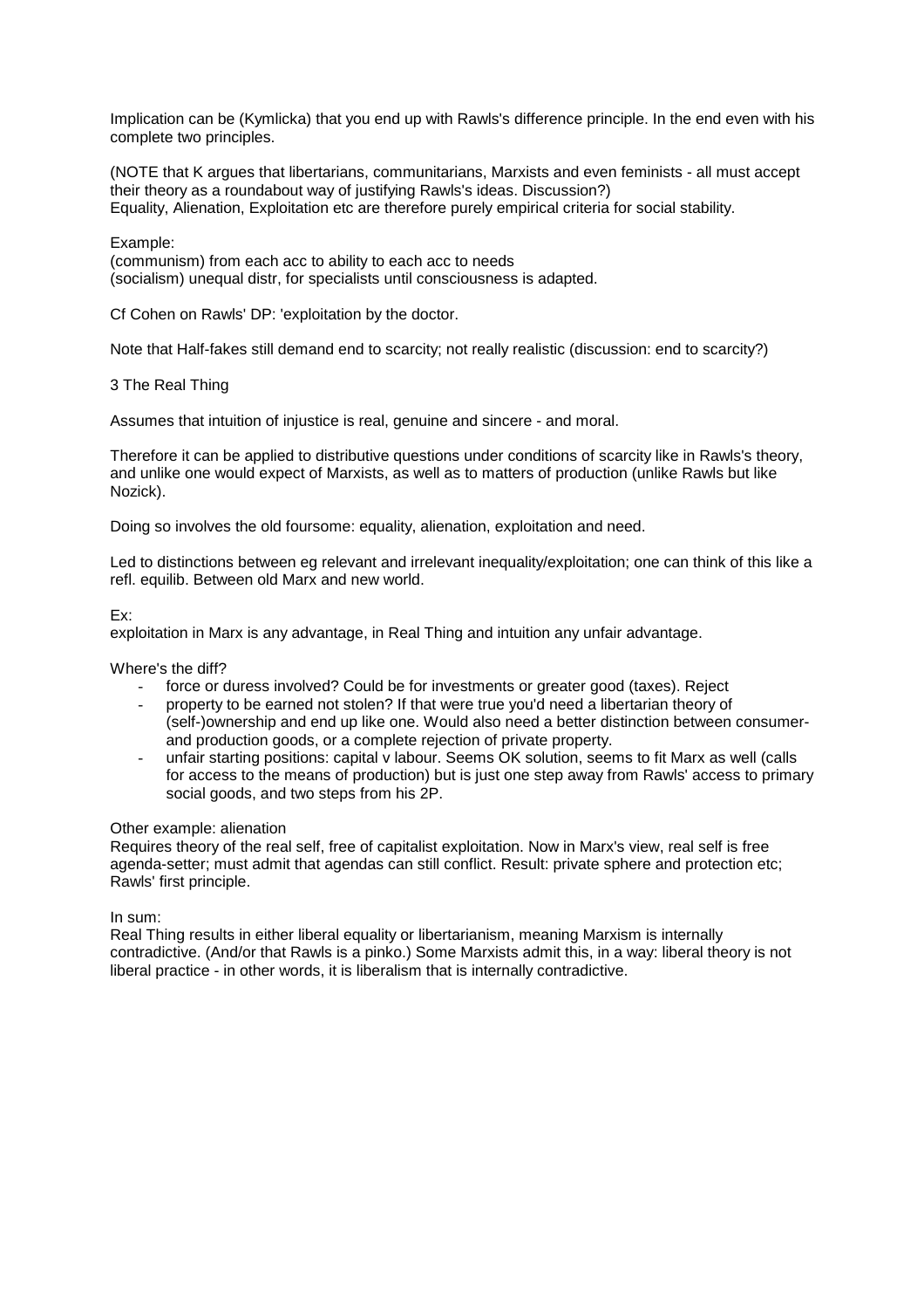Implication can be (Kymlicka) that you end up with Rawls's difference principle. In the end even with his complete two principles.

(NOTE that K argues that libertarians, communitarians, Marxists and even feminists - all must accept their theory as a roundabout way of justifying Rawls's ideas. Discussion?)
Equality, Alienation, Exploitation etc are therefore purely empirical criteria for social stability.

Example:
(communism) from each acc to ability to each acc to needs
(socialism) unequal distr, for specialists until consciousness is adapted.

Cf Cohen on Rawls' DP: 'exploitation by the doctor.

Note that Half-fakes still demand end to scarcity; not really realistic (discussion: end to scarcity?)

## 3 The Real Thing

Assumes that intuition of injustice is real, genuine and sincere - and moral.

Therefore it can be applied to distributive questions under conditions of scarcity like in Rawls's theory, and unlike one would expect of Marxists, as well as to matters of production (unlike Rawls but like Nozick).

Doing so involves the old foursome: equality, alienation, exploitation and need.

Led to distinctions between eg relevant and irrelevant inequality/exploitation; one can think of this like a refl. equilib. Between old Marx and new world.

Ex:
exploitation in Marx is any advantage, in Real Thing and intuition any unfair advantage.

Where's the diff?

- force or duress involved? Could be for investments or greater good (taxes). Reject
- property to be earned not stolen? If that were true you'd need a libertarian theory of (self-)ownership and end up like one. Would also need a better distinction between consumer- and production goods, or a complete rejection of private property.
- unfair starting positions: capital v labour. Seems OK solution, seems to fit Marx as well (calls for access to the means of production) but is just one step away from Rawls' access to primary social goods, and two steps from his 2P.

Other example: alienation
Requires theory of the real self, free of capitalist exploitation. Now in Marx's view, real self is free agenda-setter; must admit that agendas can still conflict. Result: private sphere and protection etc; Rawls' first principle.

In sum:
Real Thing results in either liberal equality or libertarianism, meaning Marxism is internally contradictive. (And/or that Rawls is a pinko.) Some Marxists admit this, in a way: liberal theory is not liberal practice - in other words, it is liberalism that is internally contradictive.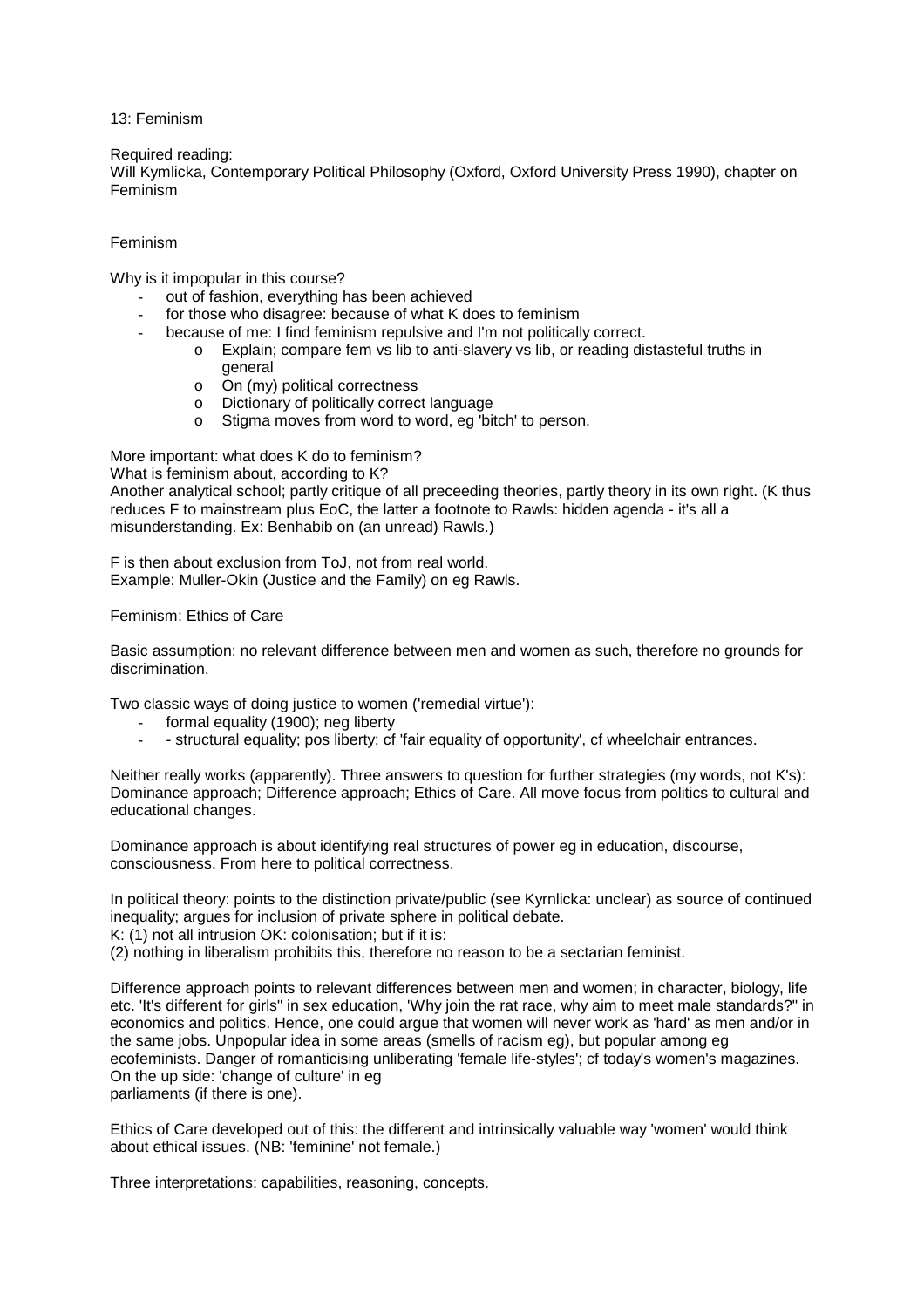13: Feminism

Required reading:
Will Kymlicka, Contemporary Political Philosophy (Oxford, Oxford University Press 1990), chapter on Feminism

Feminism

Why is it impopular in this course?

- out of fashion, everything has been achieved
- for those who disagree: because of what K does to feminism
- because of me: I find feminism repulsive and I'm not politically correct.
    - Explain; compare fem vs lib to anti-slavery vs lib, or reading distasteful truths in general
    - On (my) political correctness
    - Dictionary of politically correct language
    - Stigma moves from word to word, eg 'bitch' to person.

More important: what does K do to feminism?
What is feminism about, according to K?
Another analytical school; partly critique of all preceeding theories, partly theory in its own right. (K thus reduces F to mainstream plus EoC, the latter a footnote to Rawls: hidden agenda - it's all a misunderstanding. Ex: Benhabib on (an unread) Rawls.)

F is then about exclusion from ToJ, not from real world.
Example: Muller-Okin (Justice and the Family) on eg Rawls.

Feminism: Ethics of Care

Basic assumption: no relevant difference between men and women as such, therefore no grounds for discrimination.

Two classic ways of doing justice to women ('remedial virtue'):

- formal equality (1900); neg liberty
- - structural equality; pos liberty; cf 'fair equality of opportunity', cf wheelchair entrances.

Neither really works (apparently). Three answers to question for further strategies (my words, not K's): Dominance approach; Difference approach; Ethics of Care. All move focus from politics to cultural and educational changes.

Dominance approach is about identifying real structures of power eg in education, discourse, consciousness. From here to political correctness.

In political theory: points to the distinction private/public (see Kyrnlicka: unclear) as source of continued inequality; argues for inclusion of private sphere in political debate.
K: (1) not all intrusion OK: colonisation; but if it is:
(2) nothing in liberalism prohibits this, therefore no reason to be a sectarian feminist.

Difference approach points to relevant differences between men and women; in character, biology, life etc. 'It's different for girls'' in sex education, 'Why join the rat race, why aim to meet male standards?'' in economics and politics. Hence, one could argue that women will never work as 'hard' as men and/or in the same jobs. Unpopular idea in some areas (smells of racism eg), but popular among eg ecofeminists. Danger of romanticising unliberating 'female life-styles'; cf today's women's magazines. On the up side: 'change of culture' in eg
parliaments (if there is one).

Ethics of Care developed out of this: the different and intrinsically valuable way 'women' would think about ethical issues. (NB: 'feminine' not female.)

Three interpretations: capabilities, reasoning, concepts.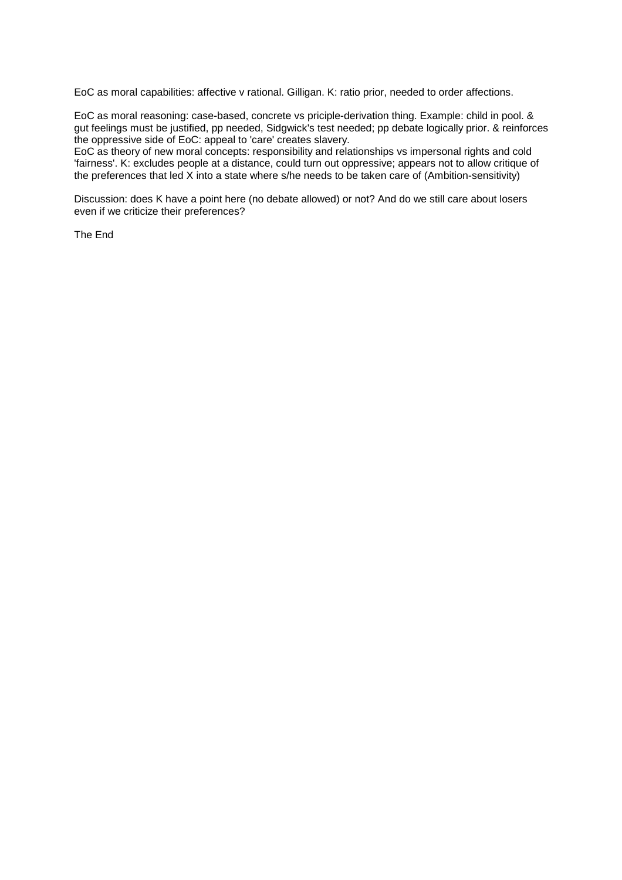EoC as moral capabilities: affective v rational. Gilligan. K: ratio prior, needed to order affections.

EoC as moral reasoning: case-based, concrete vs priciple-derivation thing. Example: child in pool. & gut feelings must be justified, pp needed, Sidgwick's test needed; pp debate logically prior. & reinforces the oppressive side of EoC: appeal to 'care' creates slavery.
EoC as theory of new moral concepts: responsibility and relationships vs impersonal rights and cold 'fairness'. K: excludes people at a distance, could turn out oppressive; appears not to allow critique of the preferences that led X into a state where s/he needs to be taken care of (Ambition-sensitivity)

Discussion: does K have a point here (no debate allowed) or not? And do we still care about losers even if we criticize their preferences?

The End